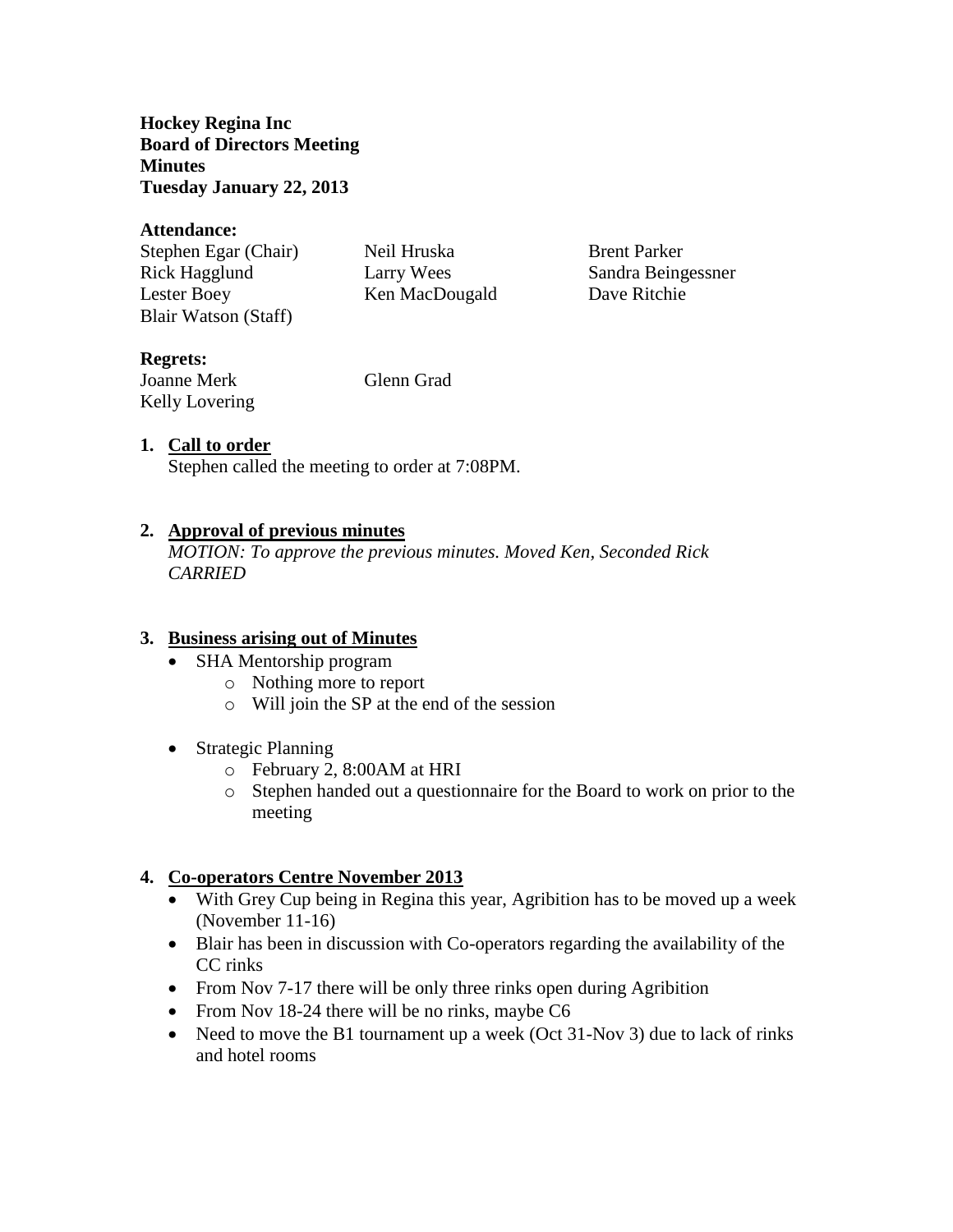**Hockey Regina Inc**
**Board of Directors Meeting**
**Minutes**
**Tuesday January 22, 2013**

**Attendance:**

| | | |
|---|---|---|
| Stephen Egar (Chair) | Neil Hruska | Brent Parker |
| Rick Hagglund | Larry Wees | Sandra Beingessner |
| Lester Boey | Ken MacDougald | Dave Ritchie |
| Blair Watson (Staff) | | |

**Regrets:**

| | |
|---|---|
| Joanne Merk | Glenn Grad |
| Kelly Lovering | |

1. **Call to order**
   Stephen called the meeting to order at 7:08PM.

2. **Approval of previous minutes**
   *MOTION: To approve the previous minutes. Moved Ken, Seconded Rick CARRIED*

3. **Business arising out of Minutes**
   - SHA Mentorship program
     - Nothing more to report
     - Will join the SP at the end of the session
   - Strategic Planning
     - February 2, 8:00AM at HRI
     - Stephen handed out a questionnaire for the Board to work on prior to the meeting

4. **Co-operators Centre November 2013**
   - With Grey Cup being in Regina this year, Agribition has to be moved up a week (November 11-16)
   - Blair has been in discussion with Co-operators regarding the availability of the CC rinks
   - From Nov 7-17 there will be only three rinks open during Agribition
   - From Nov 18-24 there will be no rinks, maybe C6
   - Need to move the B1 tournament up a week (Oct 31-Nov 3) due to lack of rinks and hotel rooms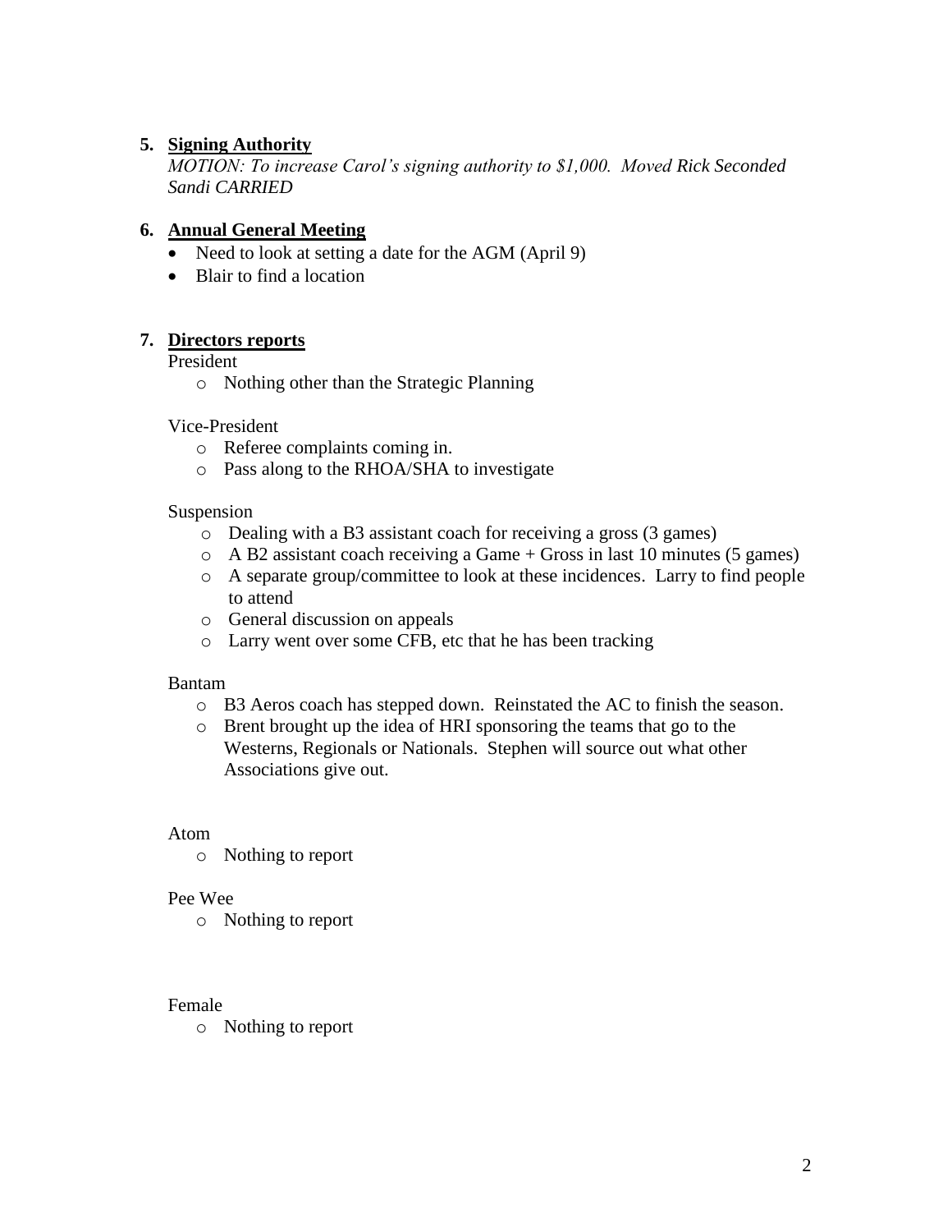5. **Signing Authority**

   *MOTION: To increase Carol's signing authority to $1,000. Moved Rick Seconded Sandi CARRIED*

6. **Annual General Meeting**
   - Need to look at setting a date for the AGM (April 9)
   - Blair to find a location

7. **Directors reports**

   President
   - Nothing other than the Strategic Planning

   Vice-President
   - Referee complaints coming in.
   - Pass along to the RHOA/SHA to investigate

   Suspension
   - Dealing with a B3 assistant coach for receiving a gross (3 games)
   - A B2 assistant coach receiving a Game + Gross in last 10 minutes (5 games)
   - A separate group/committee to look at these incidences. Larry to find people to attend
   - General discussion on appeals
   - Larry went over some CFB, etc that he has been tracking

   Bantam
   - B3 Aeros coach has stepped down. Reinstated the AC to finish the season.
   - Brent brought up the idea of HRI sponsoring the teams that go to the Westerns, Regionals or Nationals. Stephen will source out what other Associations give out.

   Atom
   - Nothing to report

   Pee Wee
   - Nothing to report

   Female
   - Nothing to report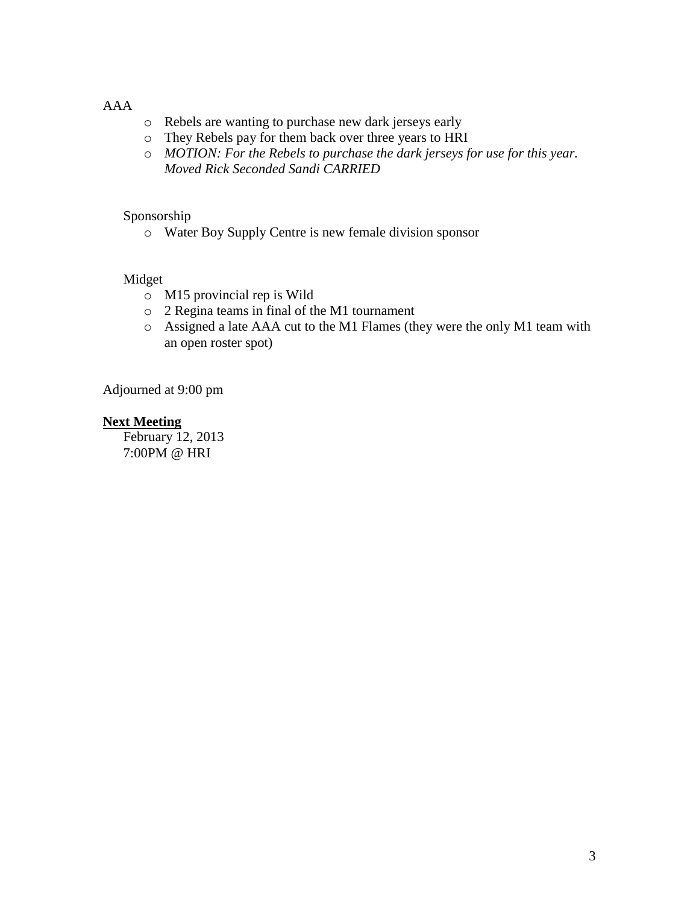AAA

- Rebels are wanting to purchase new dark jerseys early
- They Rebels pay for them back over three years to HRI
- *MOTION: For the Rebels to purchase the dark jerseys for use for this year. Moved Rick Seconded Sandi CARRIED*

Sponsorship

- Water Boy Supply Centre is new female division sponsor

Midget

- M15 provincial rep is Wild
- 2 Regina teams in final of the M1 tournament
- Assigned a late AAA cut to the M1 Flames (they were the only M1 team with an open roster spot)

Adjourned at 9:00 pm

**Next Meeting**

February 12, 2013
7:00PM @ HRI